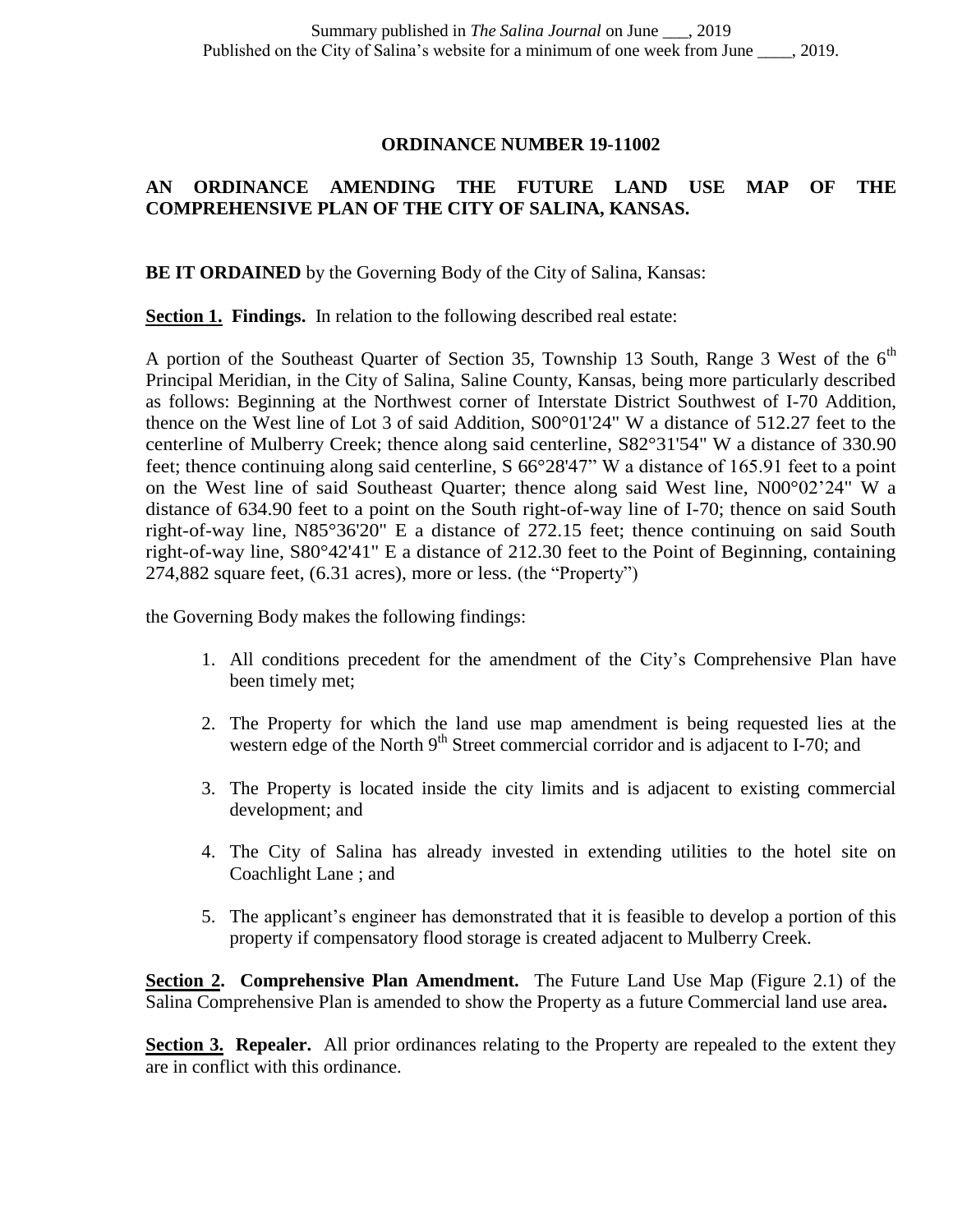Summary published in *The Salina Journal* on June ___, 2019
Published on the City of Salina's website for a minimum of one week from June ____, 2019.

**ORDINANCE NUMBER 19-11002**

**AN ORDINANCE AMENDING THE FUTURE LAND USE MAP OF THE COMPREHENSIVE PLAN OF THE CITY OF SALINA, KANSAS.**

**BE IT ORDAINED** by the Governing Body of the City of Salina, Kansas:

**Section 1. Findings.** In relation to the following described real estate:

A portion of the Southeast Quarter of Section 35, Township 13 South, Range 3 West of the 6th Principal Meridian, in the City of Salina, Saline County, Kansas, being more particularly described as follows: Beginning at the Northwest corner of Interstate District Southwest of I-70 Addition, thence on the West line of Lot 3 of said Addition, S00°01'24" W a distance of 512.27 feet to the centerline of Mulberry Creek; thence along said centerline, S82°31'54" W a distance of 330.90 feet; thence continuing along said centerline, S 66°28'47" W a distance of 165.91 feet to a point on the West line of said Southeast Quarter; thence along said West line, N00°02'24" W a distance of 634.90 feet to a point on the South right-of-way line of I-70; thence on said South right-of-way line, N85°36'20" E a distance of 272.15 feet; thence continuing on said South right-of-way line, S80°42'41" E a distance of 212.30 feet to the Point of Beginning, containing 274,882 square feet, (6.31 acres), more or less. (the "Property")

the Governing Body makes the following findings:

1. All conditions precedent for the amendment of the City's Comprehensive Plan have been timely met;
2. The Property for which the land use map amendment is being requested lies at the western edge of the North 9th Street commercial corridor and is adjacent to I-70; and
3. The Property is located inside the city limits and is adjacent to existing commercial development; and
4. The City of Salina has already invested in extending utilities to the hotel site on Coachlight Lane ; and
5. The applicant's engineer has demonstrated that it is feasible to develop a portion of this property if compensatory flood storage is created adjacent to Mulberry Creek.

**Section 2. Comprehensive Plan Amendment.** The Future Land Use Map (Figure 2.1) of the Salina Comprehensive Plan is amended to show the Property as a future Commercial land use area**.**

**Section 3. Repealer.** All prior ordinances relating to the Property are repealed to the extent they are in conflict with this ordinance.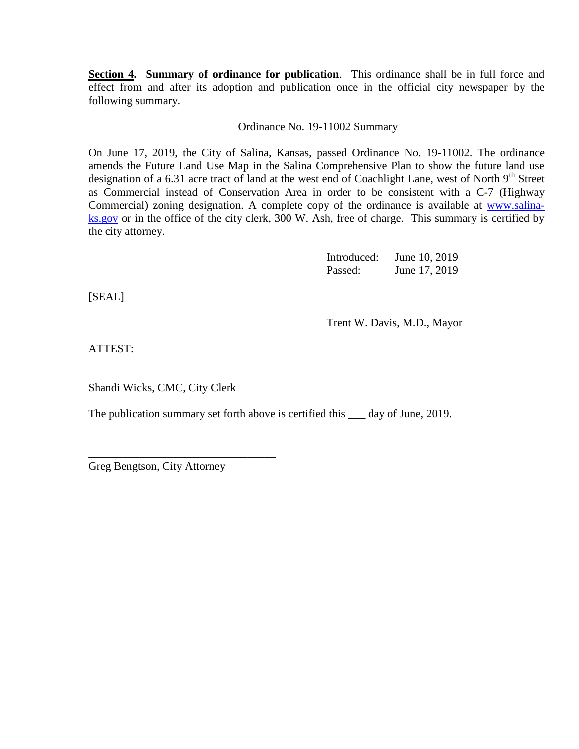**Section 4. Summary of ordinance for publication**. This ordinance shall be in full force and effect from and after its adoption and publication once in the official city newspaper by the following summary.

Ordinance No. 19-11002 Summary

On June 17, 2019, the City of Salina, Kansas, passed Ordinance No. 19-11002. The ordinance amends the Future Land Use Map in the Salina Comprehensive Plan to show the future land use designation of a 6.31 acre tract of land at the west end of Coachlight Lane, west of North 9th Street as Commercial instead of Conservation Area in order to be consistent with a C-7 (Highway Commercial) zoning designation. A complete copy of the ordinance is available at www.salina-ks.gov or in the office of the city clerk, 300 W. Ash, free of charge. This summary is certified by the city attorney.

Introduced: June 10, 2019
Passed: June 17, 2019

[SEAL]

Trent W. Davis, M.D., Mayor

ATTEST:

Shandi Wicks, CMC, City Clerk

The publication summary set forth above is certified this ___ day of June, 2019.

_________________________________
Greg Bengtson, City Attorney